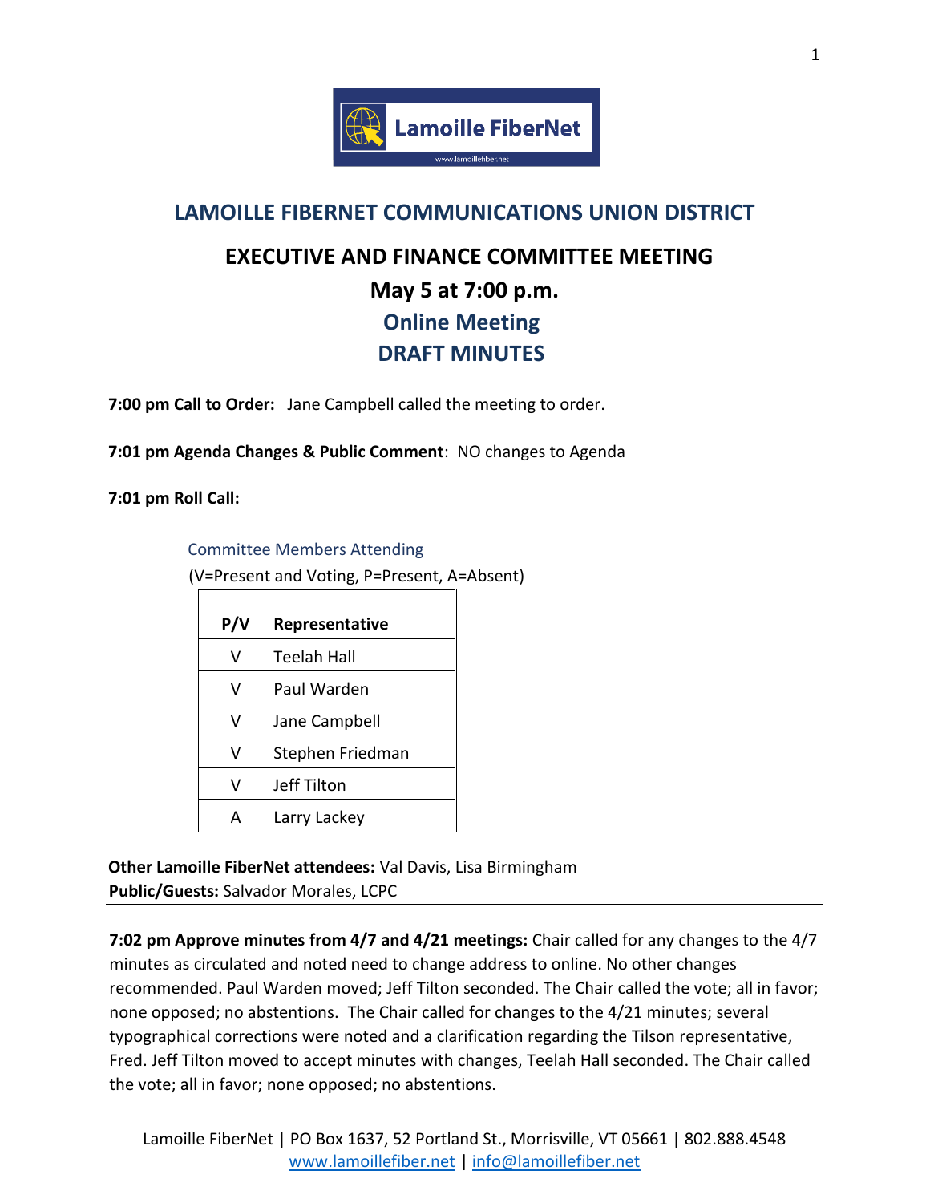# LAMOILLE FIBERNET COMMUNICATIONS UNION DISTRICT

## EXECUTIVE AND FINANCE COMMITTEE MEETING

## May 5 at 7:00 p.m.

## Online Meeting

## DRAFT MINUTES

**7:00 pm Call to Order:** Jane Campbell called the meeting to order.

**7:01 pm Agenda Changes & Public Comment**: NO changes to Agenda

**7:01 pm Roll Call:**

Committee Members Attending

(V=Present and Voting, P=Present, A=Absent)

| P/V | Representative |
|---|---|
| V | Teelah Hall |
| V | Paul Warden |
| V | Jane Campbell |
| V | Stephen Friedman |
| V | Jeff Tilton |
| A | Larry Lackey |

**Other Lamoille FiberNet attendees:** Val Davis, Lisa Birmingham
**Public/Guests:** Salvador Morales, LCPC

---

**7:02 pm Approve minutes from 4/7 and 4/21 meetings:** Chair called for any changes to the 4/7 minutes as circulated and noted need to change address to online. No other changes recommended. Paul Warden moved; Jeff Tilton seconded. The Chair called the vote; all in favor; none opposed; no abstentions. The Chair called for changes to the 4/21 minutes; several typographical corrections were noted and a clarification regarding the Tilson representative, Fred. Jeff Tilton moved to accept minutes with changes, Teelah Hall seconded. The Chair called the vote; all in favor; none opposed; no abstentions.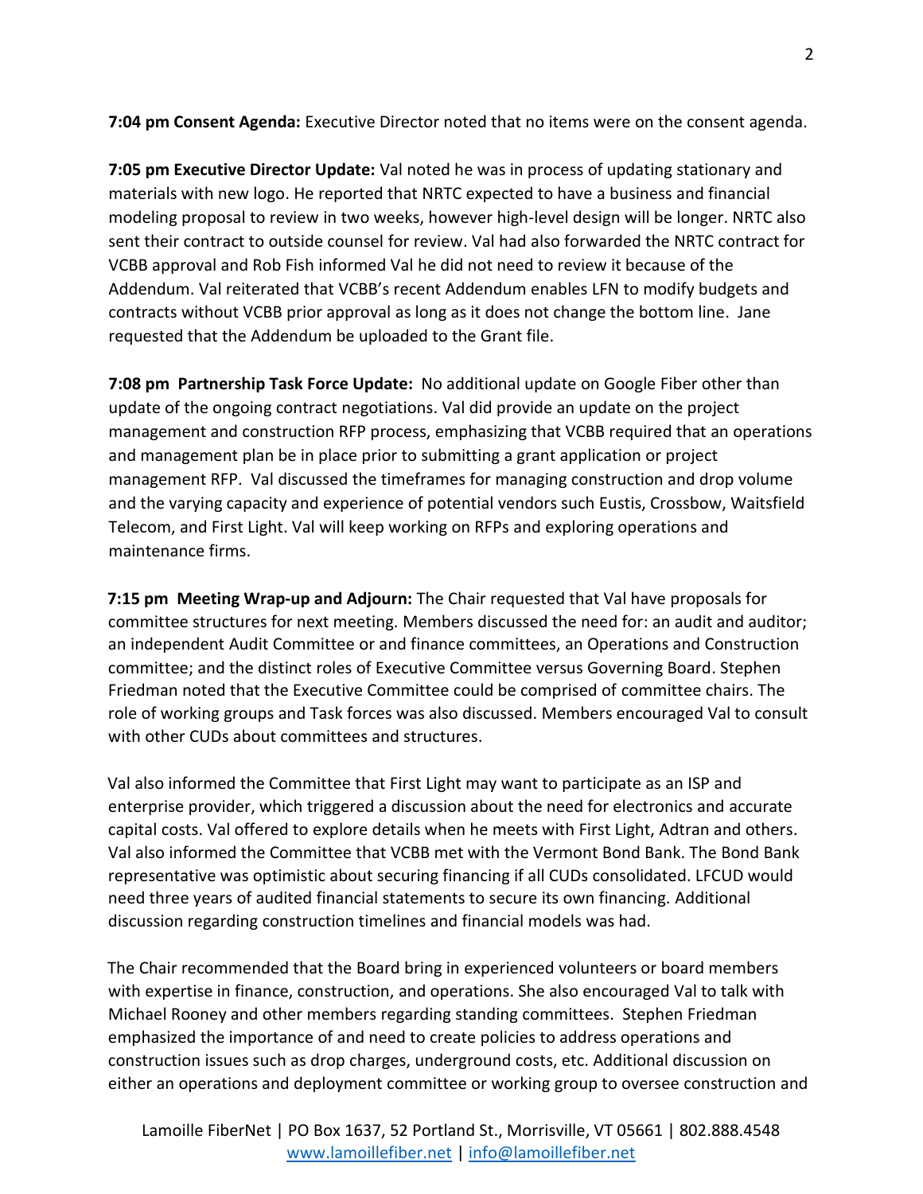**7:04 pm Consent Agenda:** Executive Director noted that no items were on the consent agenda.

**7:05 pm Executive Director Update:** Val noted he was in process of updating stationary and materials with new logo. He reported that NRTC expected to have a business and financial modeling proposal to review in two weeks, however high-level design will be longer. NRTC also sent their contract to outside counsel for review. Val had also forwarded the NRTC contract for VCBB approval and Rob Fish informed Val he did not need to review it because of the Addendum. Val reiterated that VCBB's recent Addendum enables LFN to modify budgets and contracts without VCBB prior approval as long as it does not change the bottom line. Jane requested that the Addendum be uploaded to the Grant file.

**7:08 pm Partnership Task Force Update:** No additional update on Google Fiber other than update of the ongoing contract negotiations. Val did provide an update on the project management and construction RFP process, emphasizing that VCBB required that an operations and management plan be in place prior to submitting a grant application or project management RFP. Val discussed the timeframes for managing construction and drop volume and the varying capacity and experience of potential vendors such Eustis, Crossbow, Waitsfield Telecom, and First Light. Val will keep working on RFPs and exploring operations and maintenance firms.

**7:15 pm Meeting Wrap-up and Adjourn:** The Chair requested that Val have proposals for committee structures for next meeting. Members discussed the need for: an audit and auditor; an independent Audit Committee or and finance committees, an Operations and Construction committee; and the distinct roles of Executive Committee versus Governing Board. Stephen Friedman noted that the Executive Committee could be comprised of committee chairs. The role of working groups and Task forces was also discussed. Members encouraged Val to consult with other CUDs about committees and structures.

Val also informed the Committee that First Light may want to participate as an ISP and enterprise provider, which triggered a discussion about the need for electronics and accurate capital costs. Val offered to explore details when he meets with First Light, Adtran and others. Val also informed the Committee that VCBB met with the Vermont Bond Bank. The Bond Bank representative was optimistic about securing financing if all CUDs consolidated. LFCUD would need three years of audited financial statements to secure its own financing. Additional discussion regarding construction timelines and financial models was had.

The Chair recommended that the Board bring in experienced volunteers or board members with expertise in finance, construction, and operations. She also encouraged Val to talk with Michael Rooney and other members regarding standing committees. Stephen Friedman emphasized the importance of and need to create policies to address operations and construction issues such as drop charges, underground costs, etc. Additional discussion on either an operations and deployment committee or working group to oversee construction and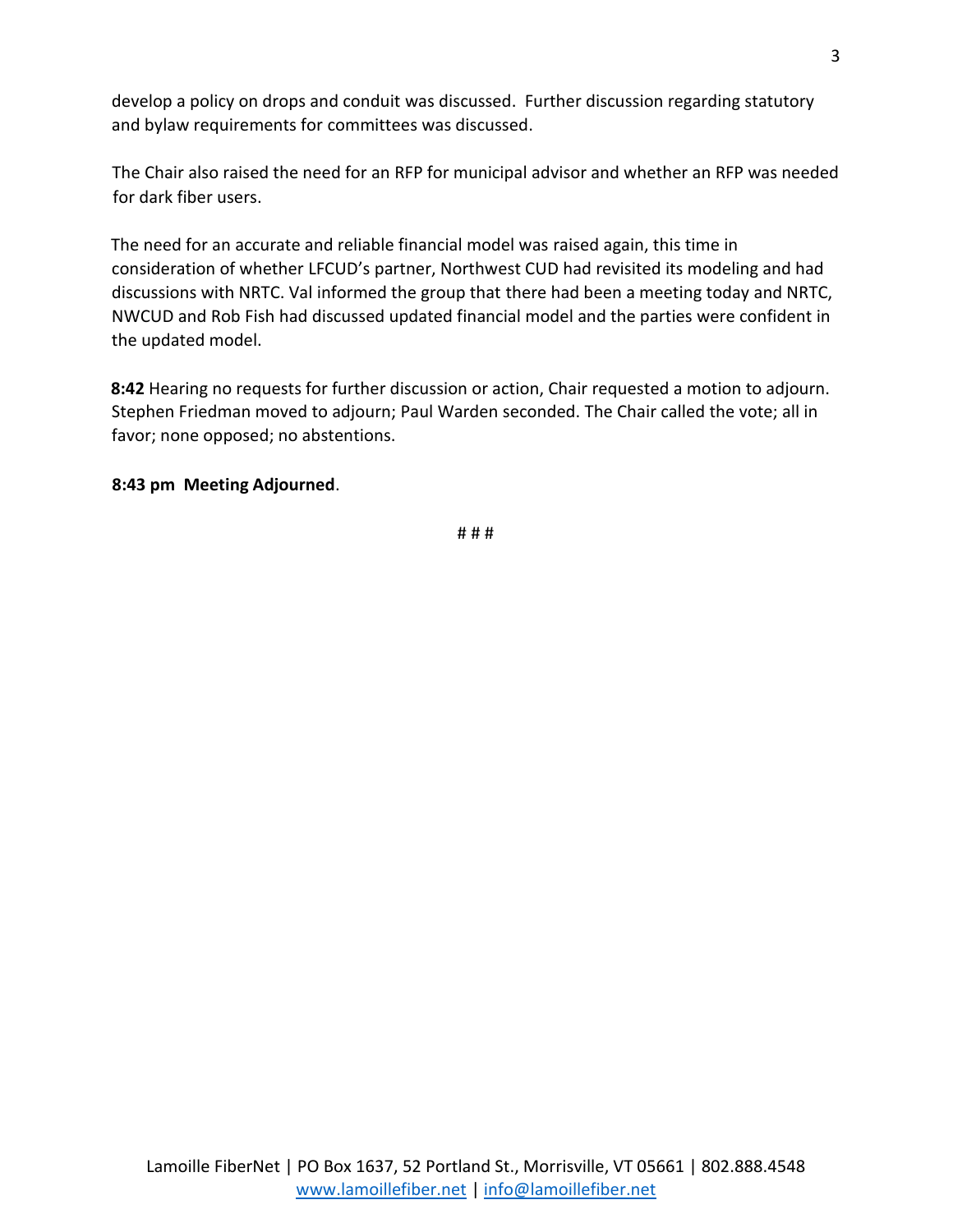develop a policy on drops and conduit was discussed. Further discussion regarding statutory and bylaw requirements for committees was discussed.

The Chair also raised the need for an RFP for municipal advisor and whether an RFP was needed for dark fiber users.

The need for an accurate and reliable financial model was raised again, this time in consideration of whether LFCUD's partner, Northwest CUD had revisited its modeling and had discussions with NRTC. Val informed the group that there had been a meeting today and NRTC, NWCUD and Rob Fish had discussed updated financial model and the parties were confident in the updated model.

**8:42** Hearing no requests for further discussion or action, Chair requested a motion to adjourn. Stephen Friedman moved to adjourn; Paul Warden seconded. The Chair called the vote; all in favor; none opposed; no abstentions.

**8:43 pm Meeting Adjourned**.

# # #

Lamoille FiberNet | PO Box 1637, 52 Portland St., Morrisville, VT 05661 | 802.888.4548
www.lamoillefiber.net | info@lamoillefiber.net